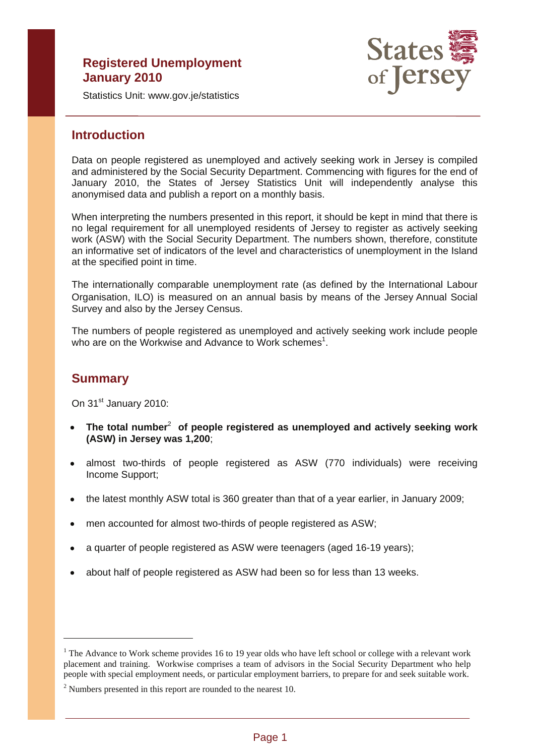# Registered Unemployment January 2010

Statistics Unit: www.gov.je/statistics

## Introduction

Data on people registered as unemployed and actively seeking work in Jersey is compiled and administered by the Social Security Department. Commencing with figures for the end of January 2010, the States of Jersey Statistics Unit will independently analyse this anonymised data and publish a report on a monthly basis.

When interpreting the numbers presented in this report, it should be kept in mind that there is no legal requirement for all unemployed residents of Jersey to register as actively seeking work (ASW) with the Social Security Department. The numbers shown, therefore, constitute an informative set of indicators of the level and characteristics of unemployment in the Island at the specified point in time.

The internationally comparable unemployment rate (as defined by the International Labour Organisation, ILO) is measured on an annual basis by means of the Jersey Annual Social Survey and also by the Jersey Census.

The numbers of people registered as unemployed and actively seeking work include people who are on the Workwise and Advance to Work schemes[1].

## Summary

On 31st January 2010:

- **The total number[2] of people registered as unemployed and actively seeking work (ASW) in Jersey was 1,200**;
- almost two-thirds of people registered as ASW (770 individuals) were receiving Income Support;
- the latest monthly ASW total is 360 greater than that of a year earlier, in January 2009;
- men accounted for almost two-thirds of people registered as ASW;
- a quarter of people registered as ASW were teenagers (aged 16-19 years);
- about half of people registered as ASW had been so for less than 13 weeks.

---

[1] The Advance to Work scheme provides 16 to 19 year olds who have left school or college with a relevant work placement and training. Workwise comprises a team of advisors in the Social Security Department who help people with special employment needs, or particular employment barriers, to prepare for and seek suitable work.

[2] Numbers presented in this report are rounded to the nearest 10.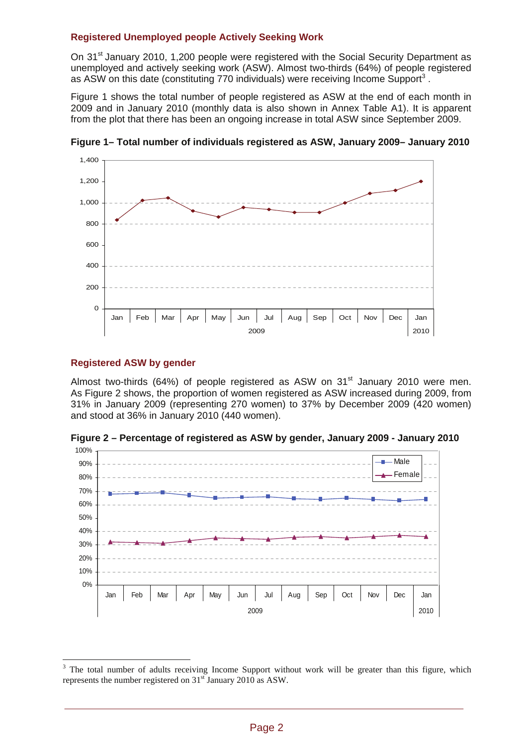### Registered Unemployed people Actively Seeking Work

On 31st January 2010, 1,200 people were registered with the Social Security Department as unemployed and actively seeking work (ASW). Almost two-thirds (64%) of people registered as ASW on this date (constituting 770 individuals) were receiving Income Support[3] .

Figure 1 shows the total number of people registered as ASW at the end of each month in 2009 and in January 2010 (monthly data is also shown in Annex Table A1). It is apparent from the plot that there has been an ongoing increase in total ASW since September 2009.

**Figure 1– Total number of individuals registered as ASW, January 2009– January 2010**

### Registered ASW by gender

Almost two-thirds (64%) of people registered as ASW on 31st January 2010 were men. As Figure 2 shows, the proportion of women registered as ASW increased during 2009, from 31% in January 2009 (representing 270 women) to 37% by December 2009 (420 women) and stood at 36% in January 2010 (440 women).

**Figure 2 – Percentage of registered as ASW by gender, January 2009 - January 2010**

---

[3] The total number of adults receiving Income Support without work will be greater than this figure, which represents the number registered on 31st January 2010 as ASW.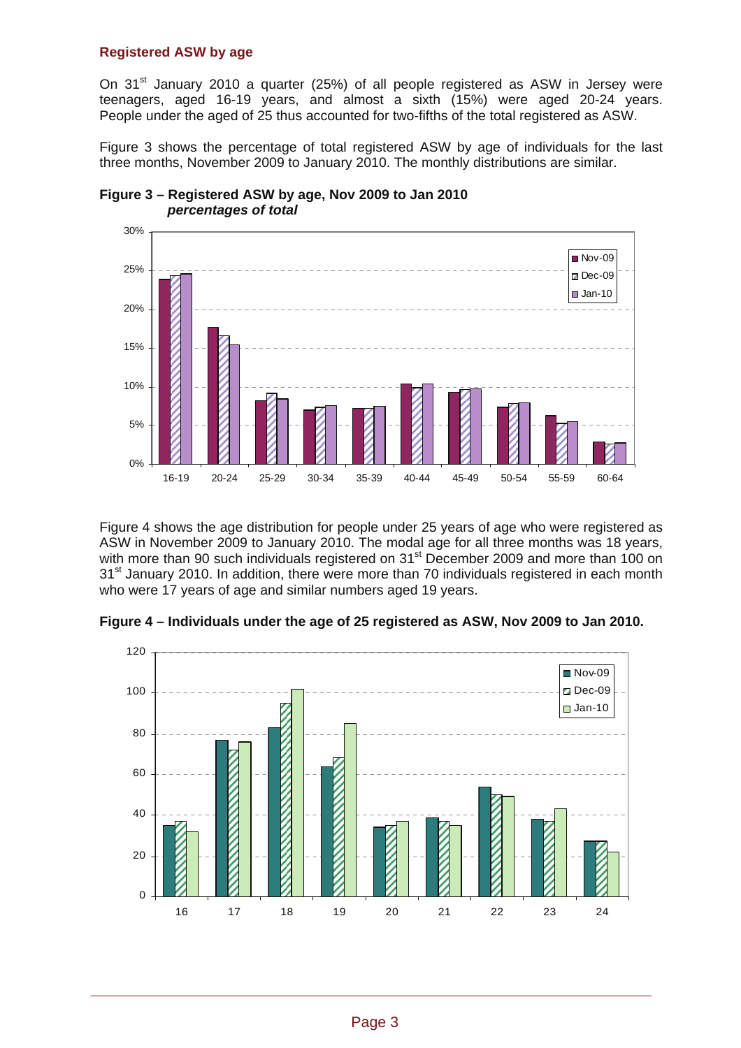### Registered ASW by age

On 31st January 2010 a quarter (25%) of all people registered as ASW in Jersey were teenagers, aged 16-19 years, and almost a sixth (15%) were aged 20-24 years. People under the aged of 25 thus accounted for two-fifths of the total registered as ASW.

Figure 3 shows the percentage of total registered ASW by age of individuals for the last three months, November 2009 to January 2010. The monthly distributions are similar.

**Figure 3 – Registered ASW by age, Nov 2009 to Jan 2010**
***percentages of total***

Figure 4 shows the age distribution for people under 25 years of age who were registered as ASW in November 2009 to January 2010. The modal age for all three months was 18 years, with more than 90 such individuals registered on 31st December 2009 and more than 100 on 31st January 2010. In addition, there were more than 70 individuals registered in each month who were 17 years of age and similar numbers aged 19 years.

**Figure 4 – Individuals under the age of 25 registered as ASW, Nov 2009 to Jan 2010.**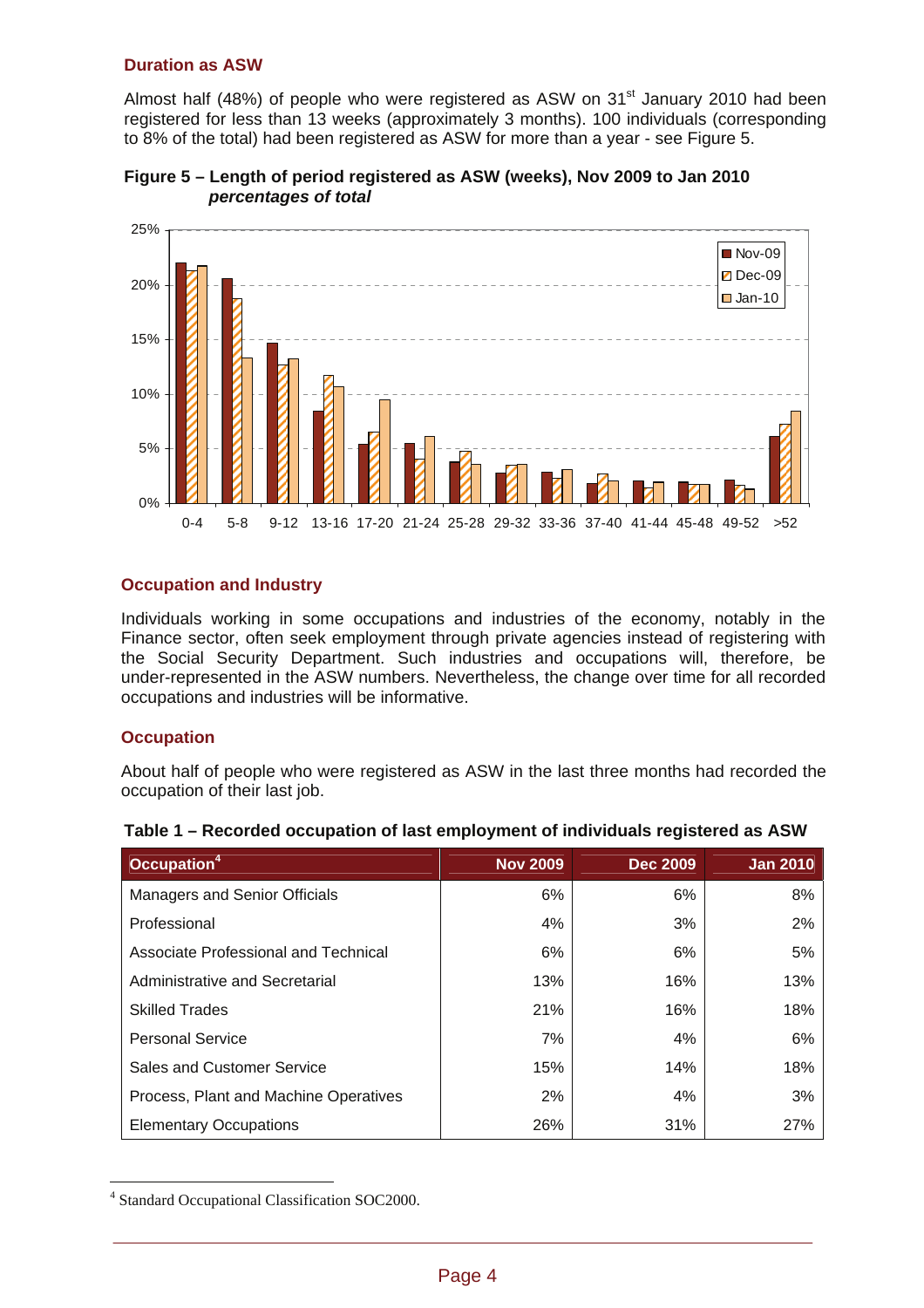### Duration as ASW

Almost half (48%) of people who were registered as ASW on 31st January 2010 had been registered for less than 13 weeks (approximately 3 months). 100 individuals (corresponding to 8% of the total) had been registered as ASW for more than a year - see Figure 5.

**Figure 5 – Length of period registered as ASW (weeks), Nov 2009 to Jan 2010** ***percentages of total***

### Occupation and Industry

Individuals working in some occupations and industries of the economy, notably in the Finance sector, often seek employment through private agencies instead of registering with the Social Security Department. Such industries and occupations will, therefore, be under-represented in the ASW numbers. Nevertheless, the change over time for all recorded occupations and industries will be informative.

### Occupation

About half of people who were registered as ASW in the last three months had recorded the occupation of their last job.

**Table 1 – Recorded occupation of last employment of individuals registered as ASW**

| Occupation[4] | Nov 2009 | Dec 2009 | Jan 2010 |
|---|---|---|---|
| Managers and Senior Officials | 6% | 6% | 8% |
| Professional | 4% | 3% | 2% |
| Associate Professional and Technical | 6% | 6% | 5% |
| Administrative and Secretarial | 13% | 16% | 13% |
| Skilled Trades | 21% | 16% | 18% |
| Personal Service | 7% | 4% | 6% |
| Sales and Customer Service | 15% | 14% | 18% |
| Process, Plant and Machine Operatives | 2% | 4% | 3% |
| Elementary Occupations | 26% | 31% | 27% |

[4] Standard Occupational Classification SOC2000.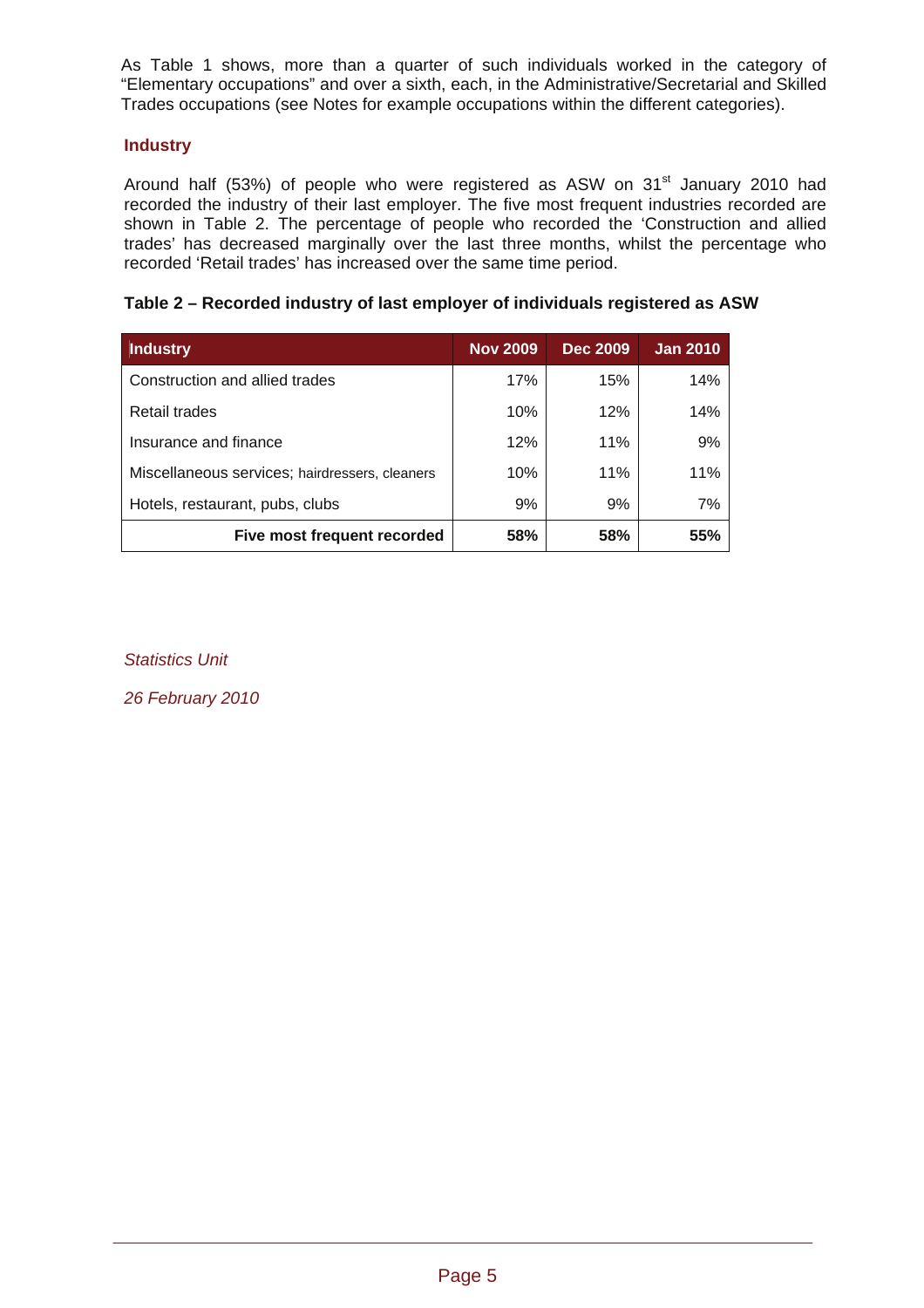As Table 1 shows, more than a quarter of such individuals worked in the category of “Elementary occupations” and over a sixth, each, in the Administrative/Secretarial and Skilled Trades occupations (see Notes for example occupations within the different categories).

### Industry

Around half (53%) of people who were registered as ASW on 31st January 2010 had recorded the industry of their last employer. The five most frequent industries recorded are shown in Table 2. The percentage of people who recorded the ‘Construction and allied trades’ has decreased marginally over the last three months, whilst the percentage who recorded ‘Retail trades’ has increased over the same time period.

**Table 2 – Recorded industry of last employer of individuals registered as ASW**

| Industry | Nov 2009 | Dec 2009 | Jan 2010 |
|---|---|---|---|
| Construction and allied trades | 17% | 15% | 14% |
| Retail trades | 10% | 12% | 14% |
| Insurance and finance | 12% | 11% | 9% |
| Miscellaneous services; hairdressers, cleaners | 10% | 11% | 11% |
| Hotels, restaurant, pubs, clubs | 9% | 9% | 7% |
| **Five most frequent recorded** | **58%** | **58%** | **55%** |

*Statistics Unit*

*26 February 2010*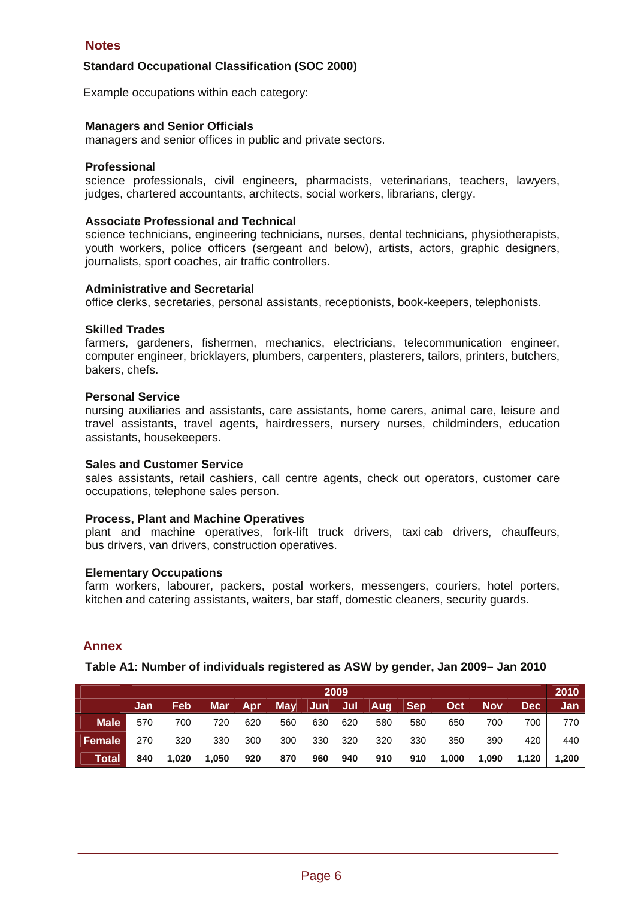## Notes

**Standard Occupational Classification (SOC 2000)**

Example occupations within each category:

**Managers and Senior Officials**
managers and senior offices in public and private sectors.

**Professional**
science professionals, civil engineers, pharmacists, veterinarians, teachers, lawyers, judges, chartered accountants, architects, social workers, librarians, clergy.

**Associate Professional and Technical**
science technicians, engineering technicians, nurses, dental technicians, physiotherapists, youth workers, police officers (sergeant and below), artists, actors, graphic designers, journalists, sport coaches, air traffic controllers.

**Administrative and Secretarial**
office clerks, secretaries, personal assistants, receptionists, book-keepers, telephonists.

**Skilled Trades**
farmers, gardeners, fishermen, mechanics, electricians, telecommunication engineer, computer engineer, bricklayers, plumbers, carpenters, plasterers, tailors, printers, butchers, bakers, chefs.

**Personal Service**
nursing auxiliaries and assistants, care assistants, home carers, animal care, leisure and travel assistants, travel agents, hairdressers, nursery nurses, childminders, education assistants, housekeepers.

**Sales and Customer Service**
sales assistants, retail cashiers, call centre agents, check out operators, customer care occupations, telephone sales person.

**Process, Plant and Machine Operatives**
plant and machine operatives, fork-lift truck drivers, taxi cab drivers, chauffeurs, bus drivers, van drivers, construction operatives.

**Elementary Occupations**
farm workers, labourer, packers, postal workers, messengers, couriers, hotel porters, kitchen and catering assistants, waiters, bar staff, domestic cleaners, security guards.

## Annex

**Table A1: Number of individuals registered as ASW by gender, Jan 2009– Jan 2010**

| | 2009 | | | | | | | | | | | | 2010 |
|---|---|---|---|---|---|---|---|---|---|---|---|---|---|
| | Jan | Feb | Mar | Apr | May | Jun | Jul | Aug | Sep | Oct | Nov | Dec | Jan |
| **Male** | 570 | 700 | 720 | 620 | 560 | 630 | 620 | 580 | 580 | 650 | 700 | 700 | 770 |
| **Female** | 270 | 320 | 330 | 300 | 300 | 330 | 320 | 320 | 330 | 350 | 390 | 420 | 440 |
| **Total** | **840** | **1,020** | **1,050** | **920** | **870** | **960** | **940** | **910** | **910** | **1,000** | **1,090** | **1,120** | **1,200** |